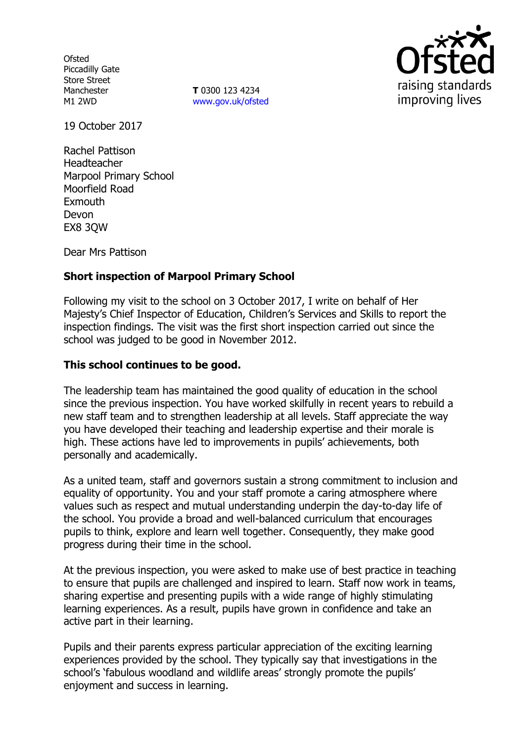Ofsted
Piccadilly Gate
Store Street
Manchester
M1 2WD

**T** 0300 123 4234
www.gov.uk/ofsted

19 October 2017

Rachel Pattison
Headteacher
Marpool Primary School
Moorfield Road
Exmouth
Devon
EX8 3QW

Dear Mrs Pattison

**Short inspection of Marpool Primary School**

Following my visit to the school on 3 October 2017, I write on behalf of Her Majesty's Chief Inspector of Education, Children's Services and Skills to report the inspection findings. The visit was the first short inspection carried out since the school was judged to be good in November 2012.

**This school continues to be good.**

The leadership team has maintained the good quality of education in the school since the previous inspection. You have worked skilfully in recent years to rebuild a new staff team and to strengthen leadership at all levels. Staff appreciate the way you have developed their teaching and leadership expertise and their morale is high. These actions have led to improvements in pupils' achievements, both personally and academically.

As a united team, staff and governors sustain a strong commitment to inclusion and equality of opportunity. You and your staff promote a caring atmosphere where values such as respect and mutual understanding underpin the day-to-day life of the school. You provide a broad and well-balanced curriculum that encourages pupils to think, explore and learn well together. Consequently, they make good progress during their time in the school.

At the previous inspection, you were asked to make use of best practice in teaching to ensure that pupils are challenged and inspired to learn. Staff now work in teams, sharing expertise and presenting pupils with a wide range of highly stimulating learning experiences. As a result, pupils have grown in confidence and take an active part in their learning.

Pupils and their parents express particular appreciation of the exciting learning experiences provided by the school. They typically say that investigations in the school's 'fabulous woodland and wildlife areas' strongly promote the pupils' enjoyment and success in learning.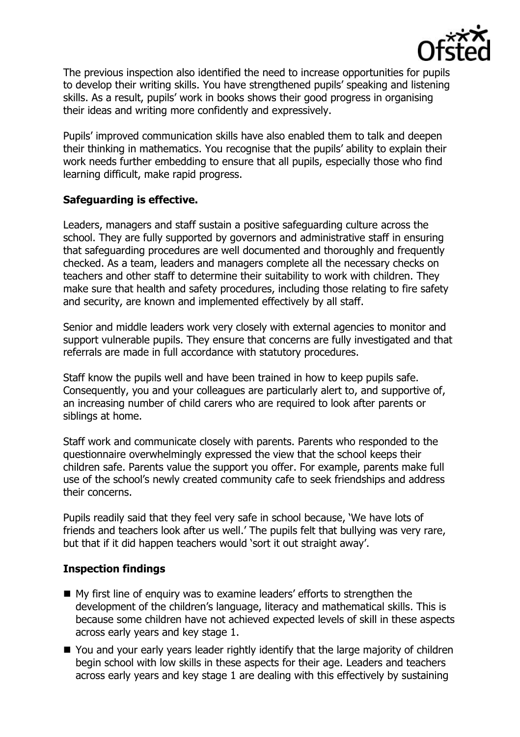The previous inspection also identified the need to increase opportunities for pupils to develop their writing skills. You have strengthened pupils' speaking and listening skills. As a result, pupils' work in books shows their good progress in organising their ideas and writing more confidently and expressively.

Pupils' improved communication skills have also enabled them to talk and deepen their thinking in mathematics. You recognise that the pupils' ability to explain their work needs further embedding to ensure that all pupils, especially those who find learning difficult, make rapid progress.

## Safeguarding is effective.

Leaders, managers and staff sustain a positive safeguarding culture across the school. They are fully supported by governors and administrative staff in ensuring that safeguarding procedures are well documented and thoroughly and frequently checked. As a team, leaders and managers complete all the necessary checks on teachers and other staff to determine their suitability to work with children. They make sure that health and safety procedures, including those relating to fire safety and security, are known and implemented effectively by all staff.

Senior and middle leaders work very closely with external agencies to monitor and support vulnerable pupils. They ensure that concerns are fully investigated and that referrals are made in full accordance with statutory procedures.

Staff know the pupils well and have been trained in how to keep pupils safe. Consequently, you and your colleagues are particularly alert to, and supportive of, an increasing number of child carers who are required to look after parents or siblings at home.

Staff work and communicate closely with parents. Parents who responded to the questionnaire overwhelmingly expressed the view that the school keeps their children safe. Parents value the support you offer. For example, parents make full use of the school's newly created community cafe to seek friendships and address their concerns.

Pupils readily said that they feel very safe in school because, 'We have lots of friends and teachers look after us well.' The pupils felt that bullying was very rare, but that if it did happen teachers would 'sort it out straight away'.

## Inspection findings

- My first line of enquiry was to examine leaders' efforts to strengthen the development of the children's language, literacy and mathematical skills. This is because some children have not achieved expected levels of skill in these aspects across early years and key stage 1.
- You and your early years leader rightly identify that the large majority of children begin school with low skills in these aspects for their age. Leaders and teachers across early years and key stage 1 are dealing with this effectively by sustaining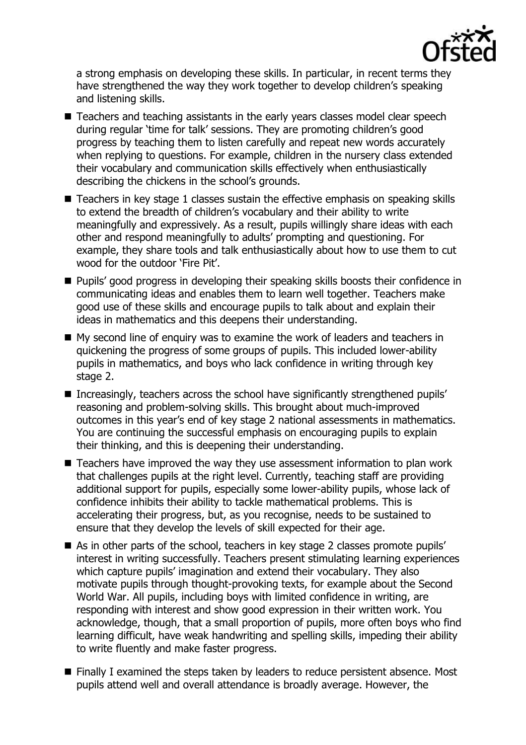a strong emphasis on developing these skills. In particular, in recent terms they have strengthened the way they work together to develop children's speaking and listening skills.

- Teachers and teaching assistants in the early years classes model clear speech during regular 'time for talk' sessions. They are promoting children's good progress by teaching them to listen carefully and repeat new words accurately when replying to questions. For example, children in the nursery class extended their vocabulary and communication skills effectively when enthusiastically describing the chickens in the school's grounds.
- Teachers in key stage 1 classes sustain the effective emphasis on speaking skills to extend the breadth of children's vocabulary and their ability to write meaningfully and expressively. As a result, pupils willingly share ideas with each other and respond meaningfully to adults' prompting and questioning. For example, they share tools and talk enthusiastically about how to use them to cut wood for the outdoor 'Fire Pit'.
- Pupils' good progress in developing their speaking skills boosts their confidence in communicating ideas and enables them to learn well together. Teachers make good use of these skills and encourage pupils to talk about and explain their ideas in mathematics and this deepens their understanding.
- My second line of enquiry was to examine the work of leaders and teachers in quickening the progress of some groups of pupils. This included lower-ability pupils in mathematics, and boys who lack confidence in writing through key stage 2.
- Increasingly, teachers across the school have significantly strengthened pupils' reasoning and problem-solving skills. This brought about much-improved outcomes in this year's end of key stage 2 national assessments in mathematics. You are continuing the successful emphasis on encouraging pupils to explain their thinking, and this is deepening their understanding.
- Teachers have improved the way they use assessment information to plan work that challenges pupils at the right level. Currently, teaching staff are providing additional support for pupils, especially some lower-ability pupils, whose lack of confidence inhibits their ability to tackle mathematical problems. This is accelerating their progress, but, as you recognise, needs to be sustained to ensure that they develop the levels of skill expected for their age.
- As in other parts of the school, teachers in key stage 2 classes promote pupils' interest in writing successfully. Teachers present stimulating learning experiences which capture pupils' imagination and extend their vocabulary. They also motivate pupils through thought-provoking texts, for example about the Second World War. All pupils, including boys with limited confidence in writing, are responding with interest and show good expression in their written work. You acknowledge, though, that a small proportion of pupils, more often boys who find learning difficult, have weak handwriting and spelling skills, impeding their ability to write fluently and make faster progress.
- Finally I examined the steps taken by leaders to reduce persistent absence. Most pupils attend well and overall attendance is broadly average. However, the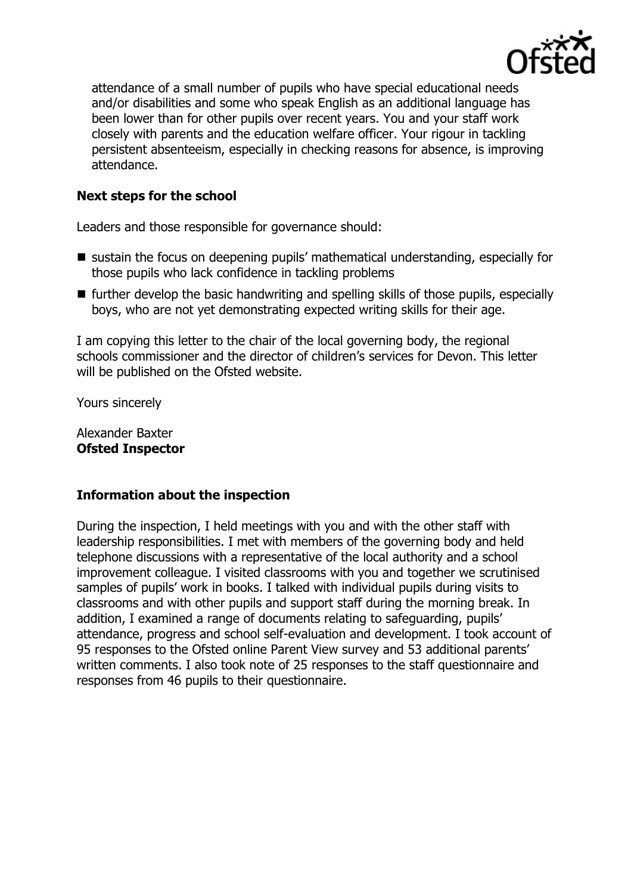attendance of a small number of pupils who have special educational needs and/or disabilities and some who speak English as an additional language has been lower than for other pupils over recent years. You and your staff work closely with parents and the education welfare officer. Your rigour in tackling persistent absenteeism, especially in checking reasons for absence, is improving attendance.

### Next steps for the school

Leaders and those responsible for governance should:

- sustain the focus on deepening pupils' mathematical understanding, especially for those pupils who lack confidence in tackling problems
- further develop the basic handwriting and spelling skills of those pupils, especially boys, who are not yet demonstrating expected writing skills for their age.

I am copying this letter to the chair of the local governing body, the regional schools commissioner and the director of children's services for Devon. This letter will be published on the Ofsted website.

Yours sincerely

Alexander Baxter
**Ofsted Inspector**

### Information about the inspection

During the inspection, I held meetings with you and with the other staff with leadership responsibilities. I met with members of the governing body and held telephone discussions with a representative of the local authority and a school improvement colleague. I visited classrooms with you and together we scrutinised samples of pupils' work in books. I talked with individual pupils during visits to classrooms and with other pupils and support staff during the morning break. In addition, I examined a range of documents relating to safeguarding, pupils' attendance, progress and school self-evaluation and development. I took account of 95 responses to the Ofsted online Parent View survey and 53 additional parents' written comments. I also took note of 25 responses to the staff questionnaire and responses from 46 pupils to their questionnaire.